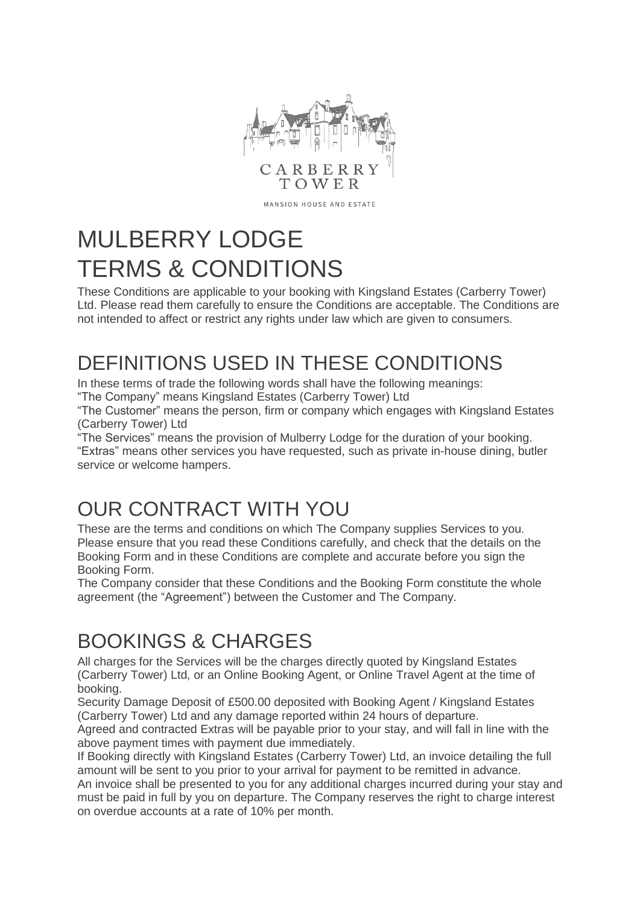CARBERRY TOWER

MANSION HOUSE AND ESTATE

# MULBERRY LODGE
# TERMS & CONDITIONS

These Conditions are applicable to your booking with Kingsland Estates (Carberry Tower) Ltd. Please read them carefully to ensure the Conditions are acceptable. The Conditions are not intended to affect or restrict any rights under law which are given to consumers.

## DEFINITIONS USED IN THESE CONDITIONS

In these terms of trade the following words shall have the following meanings:
"The Company" means Kingsland Estates (Carberry Tower) Ltd
"The Customer" means the person, firm or company which engages with Kingsland Estates (Carberry Tower) Ltd
"The Services" means the provision of Mulberry Lodge for the duration of your booking.
"Extras" means other services you have requested, such as private in-house dining, butler service or welcome hampers.

## OUR CONTRACT WITH YOU

These are the terms and conditions on which The Company supplies Services to you. Please ensure that you read these Conditions carefully, and check that the details on the Booking Form and in these Conditions are complete and accurate before you sign the Booking Form.
The Company consider that these Conditions and the Booking Form constitute the whole agreement (the "Agreement") between the Customer and The Company.

## BOOKINGS & CHARGES

All charges for the Services will be the charges directly quoted by Kingsland Estates (Carberry Tower) Ltd, or an Online Booking Agent, or Online Travel Agent at the time of booking.
Security Damage Deposit of £500.00 deposited with Booking Agent / Kingsland Estates (Carberry Tower) Ltd and any damage reported within 24 hours of departure.
Agreed and contracted Extras will be payable prior to your stay, and will fall in line with the above payment times with payment due immediately.
If Booking directly with Kingsland Estates (Carberry Tower) Ltd, an invoice detailing the full amount will be sent to you prior to your arrival for payment to be remitted in advance.
An invoice shall be presented to you for any additional charges incurred during your stay and must be paid in full by you on departure. The Company reserves the right to charge interest on overdue accounts at a rate of 10% per month.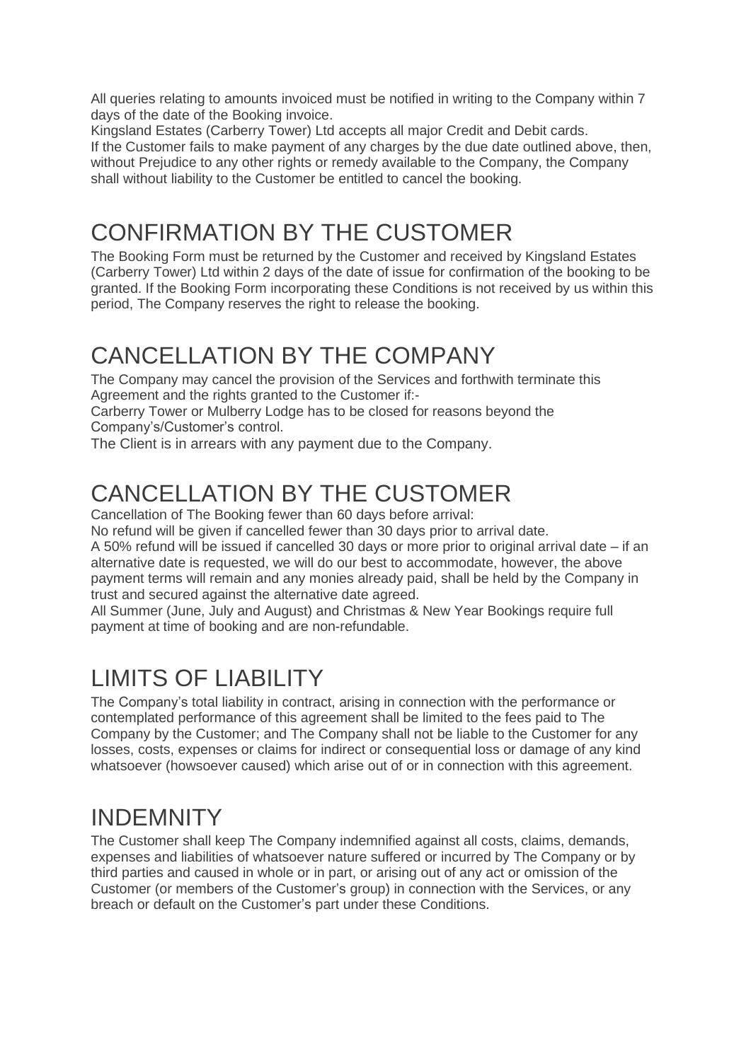All queries relating to amounts invoiced must be notified in writing to the Company within 7 days of the date of the Booking invoice.

Kingsland Estates (Carberry Tower) Ltd accepts all major Credit and Debit cards.

If the Customer fails to make payment of any charges by the due date outlined above, then, without Prejudice to any other rights or remedy available to the Company, the Company shall without liability to the Customer be entitled to cancel the booking.

# CONFIRMATION BY THE CUSTOMER

The Booking Form must be returned by the Customer and received by Kingsland Estates (Carberry Tower) Ltd within 2 days of the date of issue for confirmation of the booking to be granted. If the Booking Form incorporating these Conditions is not received by us within this period, The Company reserves the right to release the booking.

# CANCELLATION BY THE COMPANY

The Company may cancel the provision of the Services and forthwith terminate this Agreement and the rights granted to the Customer if:-

Carberry Tower or Mulberry Lodge has to be closed for reasons beyond the Company's/Customer's control.

The Client is in arrears with any payment due to the Company.

# CANCELLATION BY THE CUSTOMER

Cancellation of The Booking fewer than 60 days before arrival:

No refund will be given if cancelled fewer than 30 days prior to arrival date.

A 50% refund will be issued if cancelled 30 days or more prior to original arrival date – if an alternative date is requested, we will do our best to accommodate, however, the above payment terms will remain and any monies already paid, shall be held by the Company in trust and secured against the alternative date agreed.

All Summer (June, July and August) and Christmas & New Year Bookings require full payment at time of booking and are non-refundable.

# LIMITS OF LIABILITY

The Company's total liability in contract, arising in connection with the performance or contemplated performance of this agreement shall be limited to the fees paid to The Company by the Customer; and The Company shall not be liable to the Customer for any losses, costs, expenses or claims for indirect or consequential loss or damage of any kind whatsoever (howsoever caused) which arise out of or in connection with this agreement.

# INDEMNITY

The Customer shall keep The Company indemnified against all costs, claims, demands, expenses and liabilities of whatsoever nature suffered or incurred by The Company or by third parties and caused in whole or in part, or arising out of any act or omission of the Customer (or members of the Customer's group) in connection with the Services, or any breach or default on the Customer's part under these Conditions.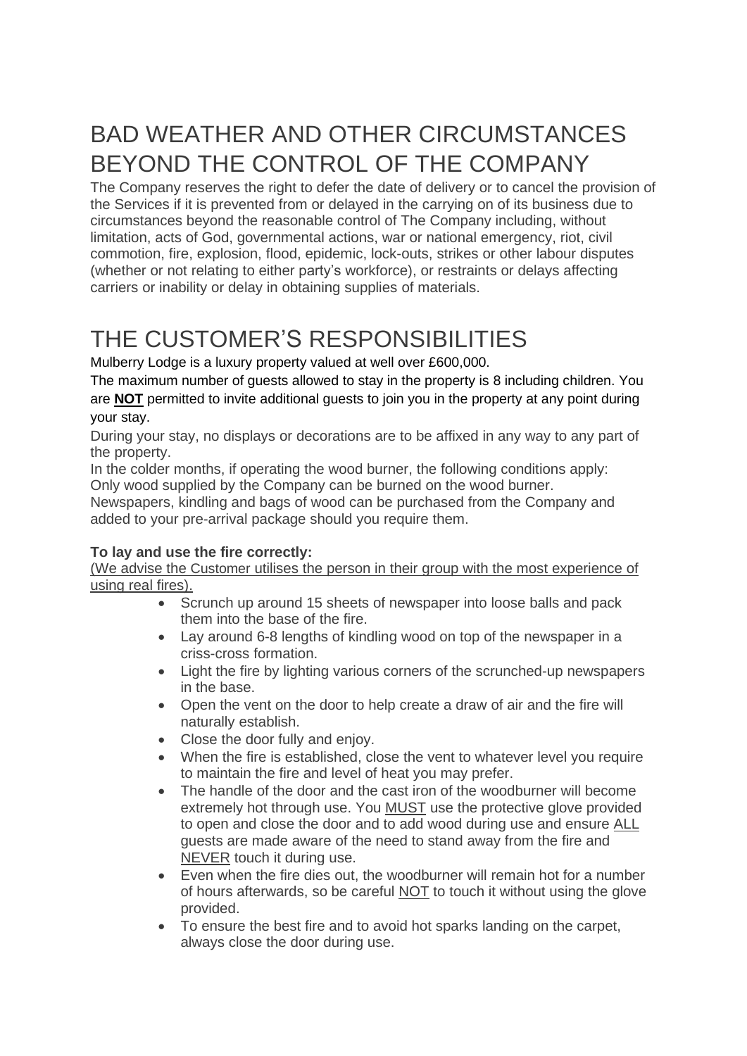# BAD WEATHER AND OTHER CIRCUMSTANCES BEYOND THE CONTROL OF THE COMPANY

The Company reserves the right to defer the date of delivery or to cancel the provision of the Services if it is prevented from or delayed in the carrying on of its business due to circumstances beyond the reasonable control of The Company including, without limitation, acts of God, governmental actions, war or national emergency, riot, civil commotion, fire, explosion, flood, epidemic, lock-outs, strikes or other labour disputes (whether or not relating to either party's workforce), or restraints or delays affecting carriers or inability or delay in obtaining supplies of materials.

# THE CUSTOMER'S RESPONSIBILITIES

Mulberry Lodge is a luxury property valued at well over £600,000.

The maximum number of guests allowed to stay in the property is 8 including children. You are **<u>NOT</u>** permitted to invite additional guests to join you in the property at any point during your stay.

During your stay, no displays or decorations are to be affixed in any way to any part of the property.

In the colder months, if operating the wood burner, the following conditions apply:
Only wood supplied by the Company can be burned on the wood burner.
Newspapers, kindling and bags of wood can be purchased from the Company and added to your pre-arrival package should you require them.

**To lay and use the fire correctly:**

<u>(We advise the Customer utilises the person in their group with the most experience of using real fires).</u>

- Scrunch up around 15 sheets of newspaper into loose balls and pack them into the base of the fire.
- Lay around 6-8 lengths of kindling wood on top of the newspaper in a criss-cross formation.
- Light the fire by lighting various corners of the scrunched-up newspapers in the base.
- Open the vent on the door to help create a draw of air and the fire will naturally establish.
- Close the door fully and enjoy.
- When the fire is established, close the vent to whatever level you require to maintain the fire and level of heat you may prefer.
- The handle of the door and the cast iron of the woodburner will become extremely hot through use. You <u>MUST</u> use the protective glove provided to open and close the door and to add wood during use and ensure <u>ALL</u> guests are made aware of the need to stand away from the fire and <u>NEVER</u> touch it during use.
- Even when the fire dies out, the woodburner will remain hot for a number of hours afterwards, so be careful <u>NOT</u> to touch it without using the glove provided.
- To ensure the best fire and to avoid hot sparks landing on the carpet, always close the door during use.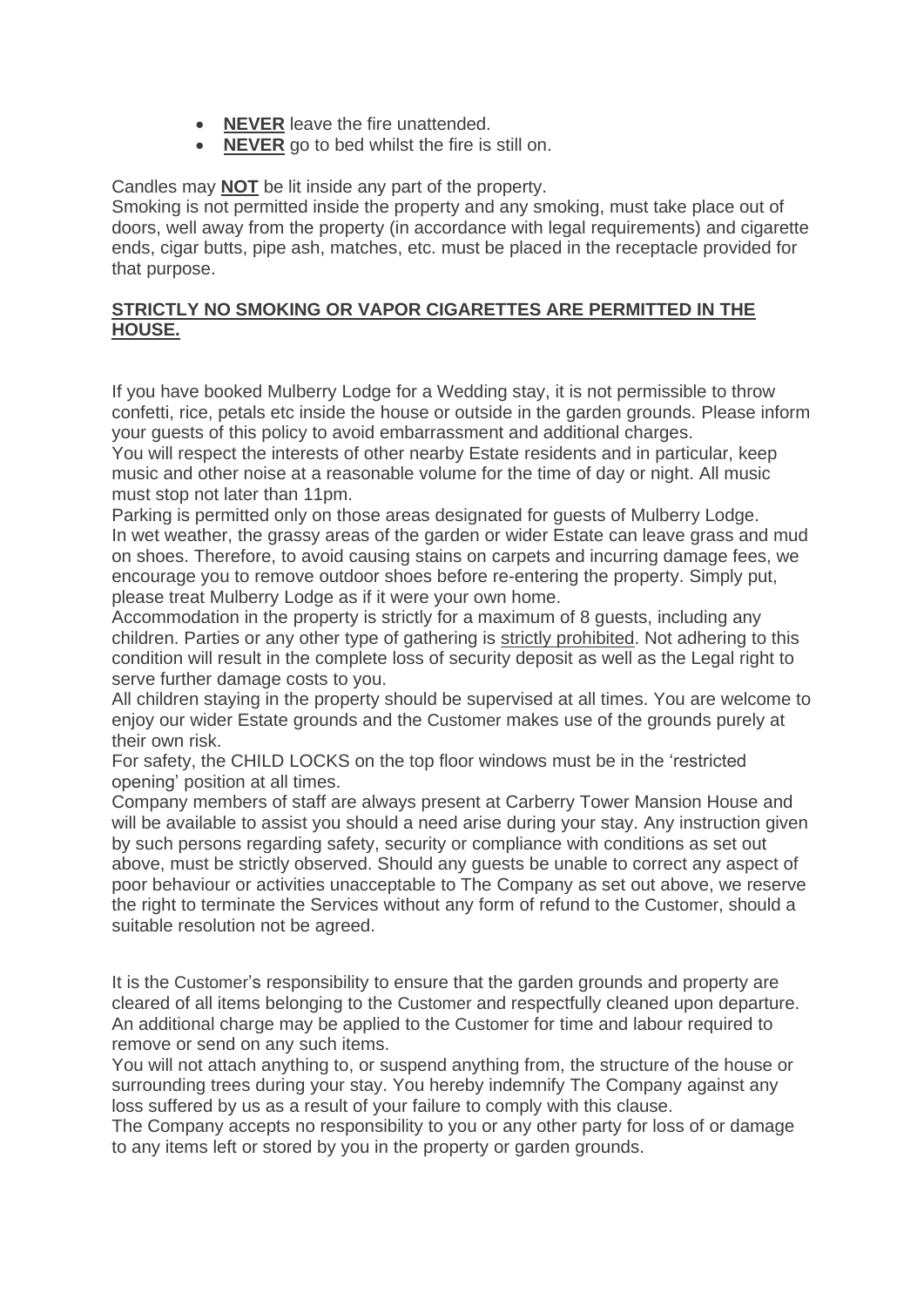- **NEVER** leave the fire unattended.
- **NEVER** go to bed whilst the fire is still on.

Candles may **NOT** be lit inside any part of the property.

Smoking is not permitted inside the property and any smoking, must take place out of doors, well away from the property (in accordance with legal requirements) and cigarette ends, cigar butts, pipe ash, matches, etc. must be placed in the receptacle provided for that purpose.

**STRICTLY NO SMOKING OR VAPOR CIGARETTES ARE PERMITTED IN THE HOUSE.**

If you have booked Mulberry Lodge for a Wedding stay, it is not permissible to throw confetti, rice, petals etc inside the house or outside in the garden grounds. Please inform your guests of this policy to avoid embarrassment and additional charges.

You will respect the interests of other nearby Estate residents and in particular, keep music and other noise at a reasonable volume for the time of day or night. All music must stop not later than 11pm.

Parking is permitted only on those areas designated for guests of Mulberry Lodge.

In wet weather, the grassy areas of the garden or wider Estate can leave grass and mud on shoes. Therefore, to avoid causing stains on carpets and incurring damage fees, we encourage you to remove outdoor shoes before re-entering the property. Simply put, please treat Mulberry Lodge as if it were your own home.

Accommodation in the property is strictly for a maximum of 8 guests, including any children. Parties or any other type of gathering is strictly prohibited. Not adhering to this condition will result in the complete loss of security deposit as well as the Legal right to serve further damage costs to you.

All children staying in the property should be supervised at all times. You are welcome to enjoy our wider Estate grounds and the Customer makes use of the grounds purely at their own risk.

For safety, the CHILD LOCKS on the top floor windows must be in the 'restricted opening' position at all times.

Company members of staff are always present at Carberry Tower Mansion House and will be available to assist you should a need arise during your stay. Any instruction given by such persons regarding safety, security or compliance with conditions as set out above, must be strictly observed. Should any guests be unable to correct any aspect of poor behaviour or activities unacceptable to The Company as set out above, we reserve the right to terminate the Services without any form of refund to the Customer, should a suitable resolution not be agreed.

It is the Customer's responsibility to ensure that the garden grounds and property are cleared of all items belonging to the Customer and respectfully cleaned upon departure. An additional charge may be applied to the Customer for time and labour required to remove or send on any such items.

You will not attach anything to, or suspend anything from, the structure of the house or surrounding trees during your stay. You hereby indemnify The Company against any loss suffered by us as a result of your failure to comply with this clause.

The Company accepts no responsibility to you or any other party for loss of or damage to any items left or stored by you in the property or garden grounds.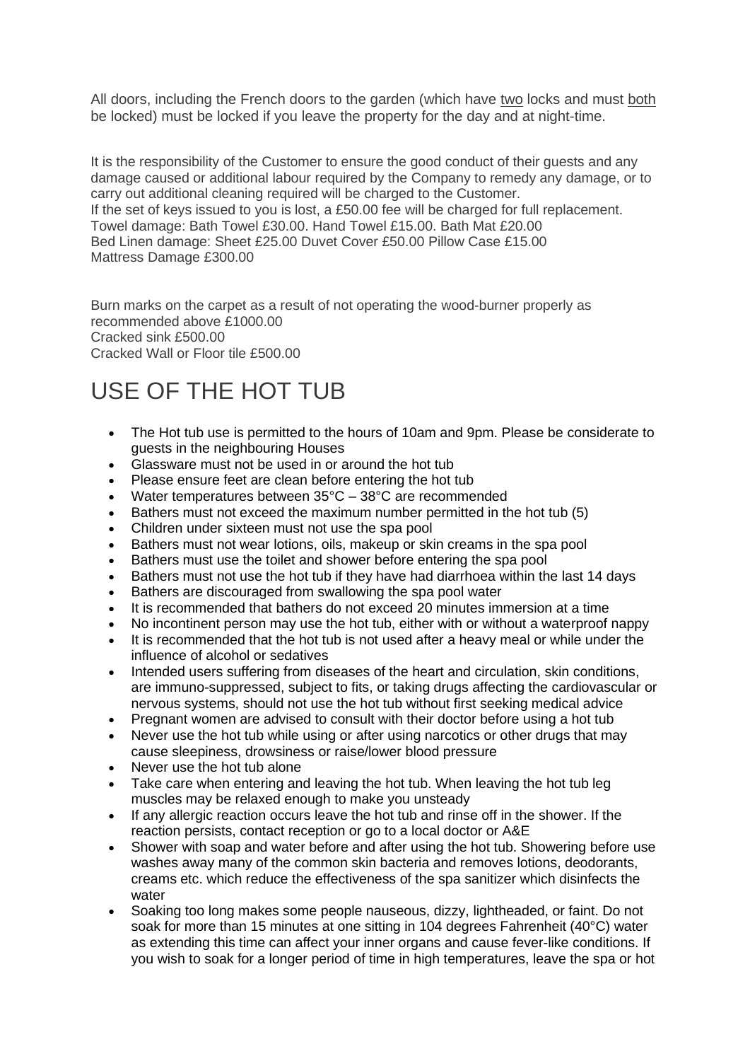All doors, including the French doors to the garden (which have <u>two</u> locks and must <u>both</u> be locked) must be locked if you leave the property for the day and at night-time.

It is the responsibility of the Customer to ensure the good conduct of their guests and any damage caused or additional labour required by the Company to remedy any damage, or to carry out additional cleaning required will be charged to the Customer.
If the set of keys issued to you is lost, a £50.00 fee will be charged for full replacement.
Towel damage: Bath Towel £30.00. Hand Towel £15.00. Bath Mat £20.00
Bed Linen damage: Sheet £25.00 Duvet Cover £50.00 Pillow Case £15.00
Mattress Damage £300.00

Burn marks on the carpet as a result of not operating the wood-burner properly as recommended above £1000.00
Cracked sink £500.00
Cracked Wall or Floor tile £500.00

# USE OF THE HOT TUB

- The Hot tub use is permitted to the hours of 10am and 9pm. Please be considerate to guests in the neighbouring Houses
- Glassware must not be used in or around the hot tub
- Please ensure feet are clean before entering the hot tub
- Water temperatures between 35°C – 38°C are recommended
- Bathers must not exceed the maximum number permitted in the hot tub (5)
- Children under sixteen must not use the spa pool
- Bathers must not wear lotions, oils, makeup or skin creams in the spa pool
- Bathers must use the toilet and shower before entering the spa pool
- Bathers must not use the hot tub if they have had diarrhoea within the last 14 days
- Bathers are discouraged from swallowing the spa pool water
- It is recommended that bathers do not exceed 20 minutes immersion at a time
- No incontinent person may use the hot tub, either with or without a waterproof nappy
- It is recommended that the hot tub is not used after a heavy meal or while under the influence of alcohol or sedatives
- Intended users suffering from diseases of the heart and circulation, skin conditions, are immuno-suppressed, subject to fits, or taking drugs affecting the cardiovascular or nervous systems, should not use the hot tub without first seeking medical advice
- Pregnant women are advised to consult with their doctor before using a hot tub
- Never use the hot tub while using or after using narcotics or other drugs that may cause sleepiness, drowsiness or raise/lower blood pressure
- Never use the hot tub alone
- Take care when entering and leaving the hot tub. When leaving the hot tub leg muscles may be relaxed enough to make you unsteady
- If any allergic reaction occurs leave the hot tub and rinse off in the shower. If the reaction persists, contact reception or go to a local doctor or A&E
- Shower with soap and water before and after using the hot tub. Showering before use washes away many of the common skin bacteria and removes lotions, deodorants, creams etc. which reduce the effectiveness of the spa sanitizer which disinfects the water
- Soaking too long makes some people nauseous, dizzy, lightheaded, or faint. Do not soak for more than 15 minutes at one sitting in 104 degrees Fahrenheit (40°C) water as extending this time can affect your inner organs and cause fever-like conditions. If you wish to soak for a longer period of time in high temperatures, leave the spa or hot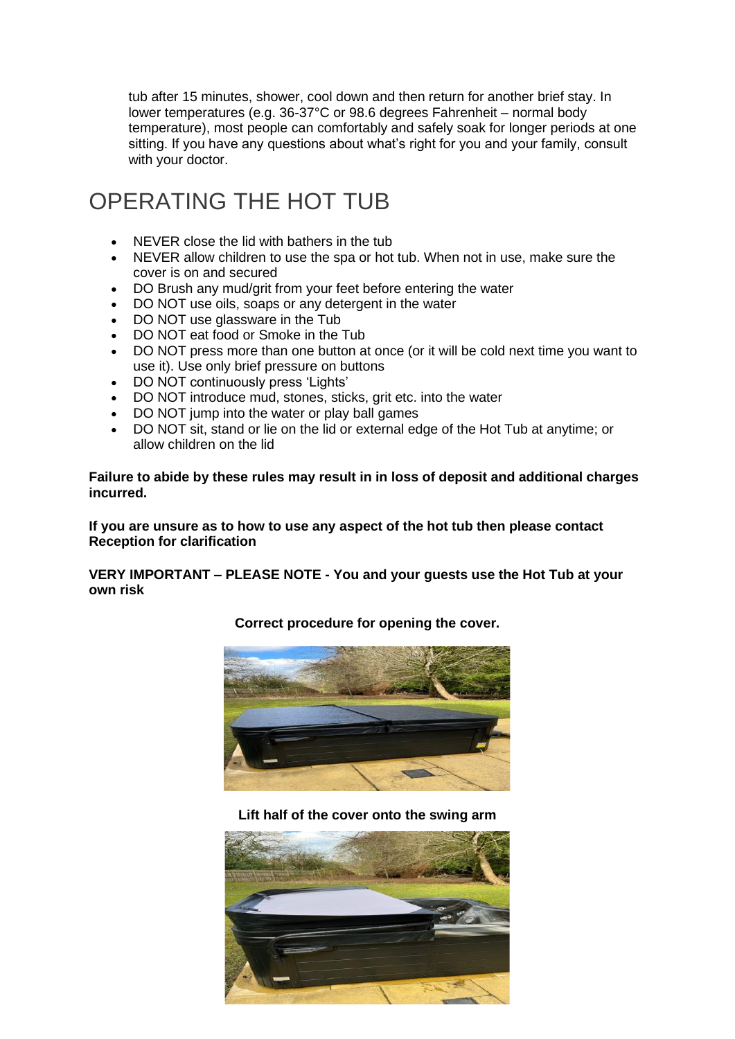tub after 15 minutes, shower, cool down and then return for another brief stay. In lower temperatures (e.g. 36-37°C or 98.6 degrees Fahrenheit – normal body temperature), most people can comfortably and safely soak for longer periods at one sitting. If you have any questions about what's right for you and your family, consult with your doctor.

# OPERATING THE HOT TUB

- NEVER close the lid with bathers in the tub
- NEVER allow children to use the spa or hot tub. When not in use, make sure the cover is on and secured
- DO Brush any mud/grit from your feet before entering the water
- DO NOT use oils, soaps or any detergent in the water
- DO NOT use glassware in the Tub
- DO NOT eat food or Smoke in the Tub
- DO NOT press more than one button at once (or it will be cold next time you want to use it). Use only brief pressure on buttons
- DO NOT continuously press 'Lights'
- DO NOT introduce mud, stones, sticks, grit etc. into the water
- DO NOT jump into the water or play ball games
- DO NOT sit, stand or lie on the lid or external edge of the Hot Tub at anytime; or allow children on the lid

**Failure to abide by these rules may result in in loss of deposit and additional charges incurred.**

**If you are unsure as to how to use any aspect of the hot tub then please contact Reception for clarification**

**VERY IMPORTANT – PLEASE NOTE - You and your guests use the Hot Tub at your own risk**

**Correct procedure for opening the cover.**

**Lift half of the cover onto the swing arm**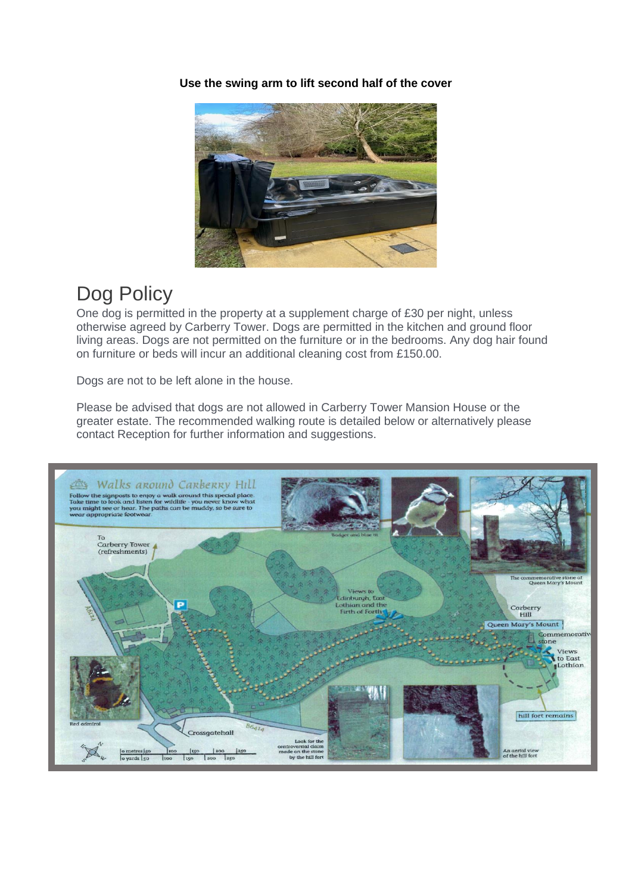**Use the swing arm to lift second half of the cover**

# Dog Policy

One dog is permitted in the property at a supplement charge of £30 per night, unless otherwise agreed by Carberry Tower. Dogs are permitted in the kitchen and ground floor living areas. Dogs are not permitted on the furniture or in the bedrooms. Any dog hair found on furniture or beds will incur an additional cleaning cost from £150.00.

Dogs are not to be left alone in the house.

Please be advised that dogs are not allowed in Carberry Tower Mansion House or the greater estate. The recommended walking route is detailed below or alternatively please contact Reception for further information and suggestions.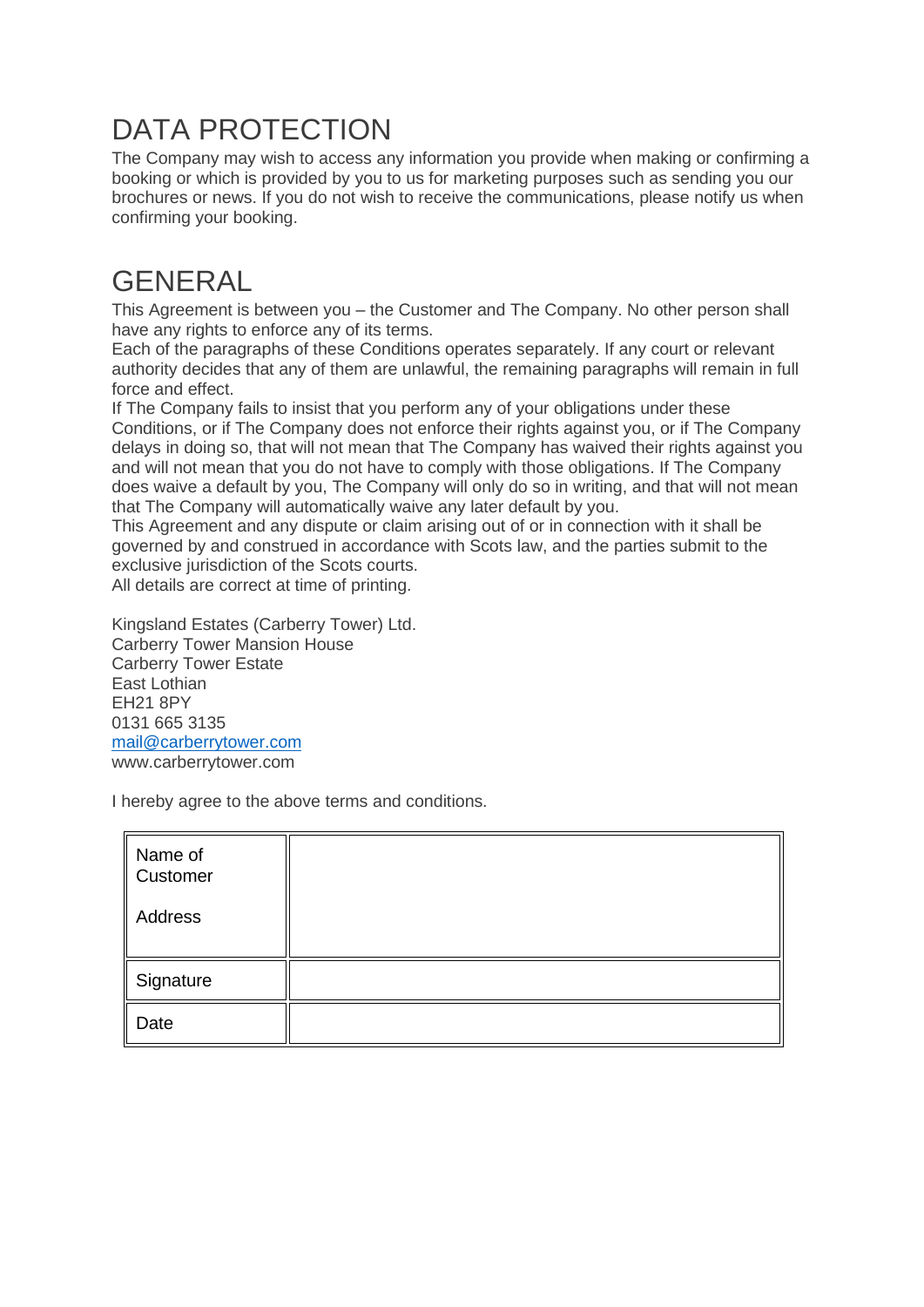# DATA PROTECTION

The Company may wish to access any information you provide when making or confirming a booking or which is provided by you to us for marketing purposes such as sending you our brochures or news. If you do not wish to receive the communications, please notify us when confirming your booking.

# GENERAL

This Agreement is between you – the Customer and The Company. No other person shall have any rights to enforce any of its terms.

Each of the paragraphs of these Conditions operates separately. If any court or relevant authority decides that any of them are unlawful, the remaining paragraphs will remain in full force and effect.

If The Company fails to insist that you perform any of your obligations under these Conditions, or if The Company does not enforce their rights against you, or if The Company delays in doing so, that will not mean that The Company has waived their rights against you and will not mean that you do not have to comply with those obligations. If The Company does waive a default by you, The Company will only do so in writing, and that will not mean that The Company will automatically waive any later default by you.

This Agreement and any dispute or claim arising out of or in connection with it shall be governed by and construed in accordance with Scots law, and the parties submit to the exclusive jurisdiction of the Scots courts.

All details are correct at time of printing.

Kingsland Estates (Carberry Tower) Ltd.
Carberry Tower Mansion House
Carberry Tower Estate
East Lothian
EH21 8PY
0131 665 3135
mail@carberrytower.com
www.carberrytower.com

I hereby agree to the above terms and conditions.

| | |
|---|---|
| Name of Customer<br><br>Address | |
| Signature | |
| Date | |